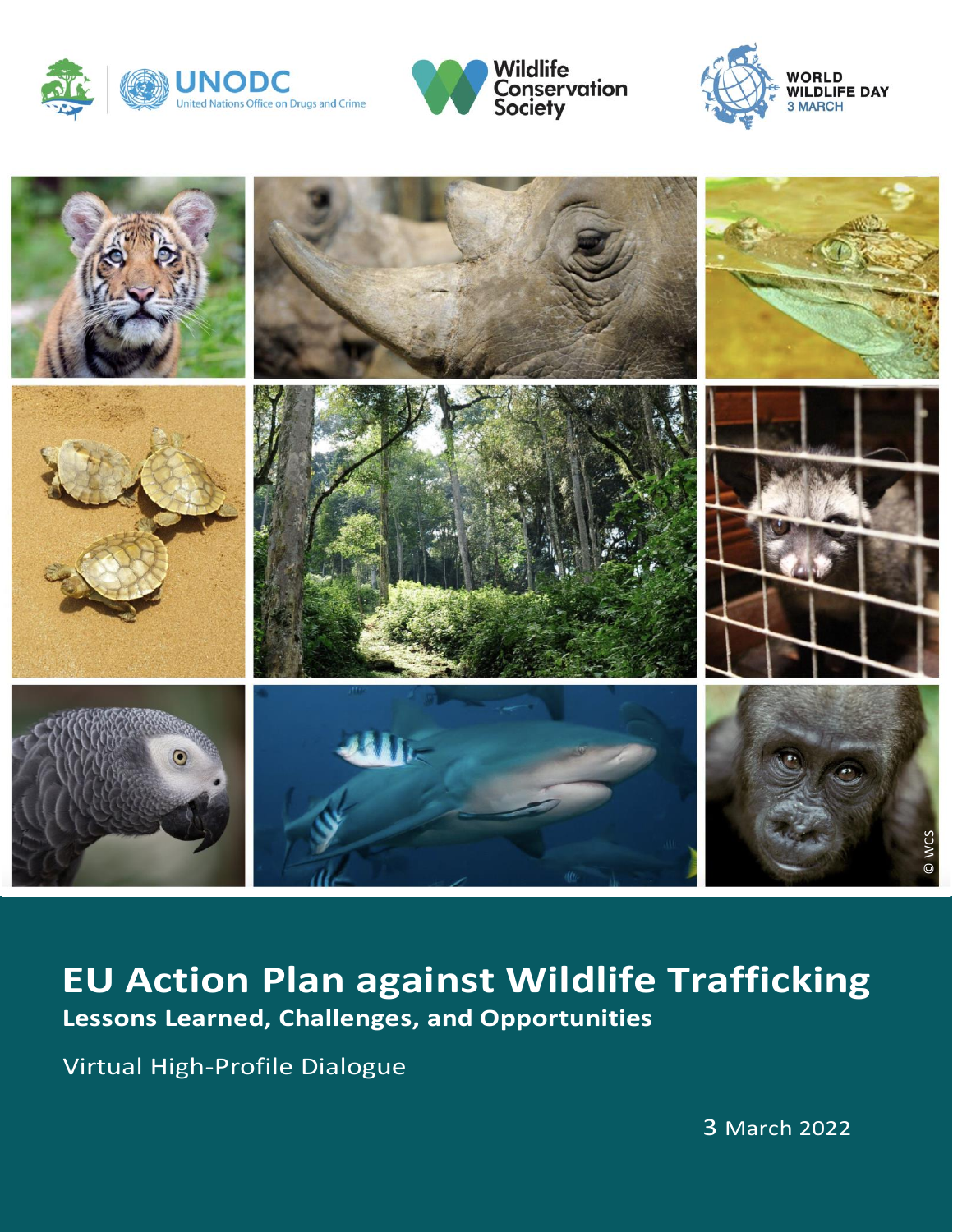UNODC United Nations Office on Drugs and Crime

Wildlife Conservation Society

WORLD WILDLIFE DAY 3 MARCH

© WCS

# EU Action Plan against Wildlife Trafficking

## Lessons Learned, Challenges, and Opportunities

Virtual High-Profile Dialogue

3 March 2022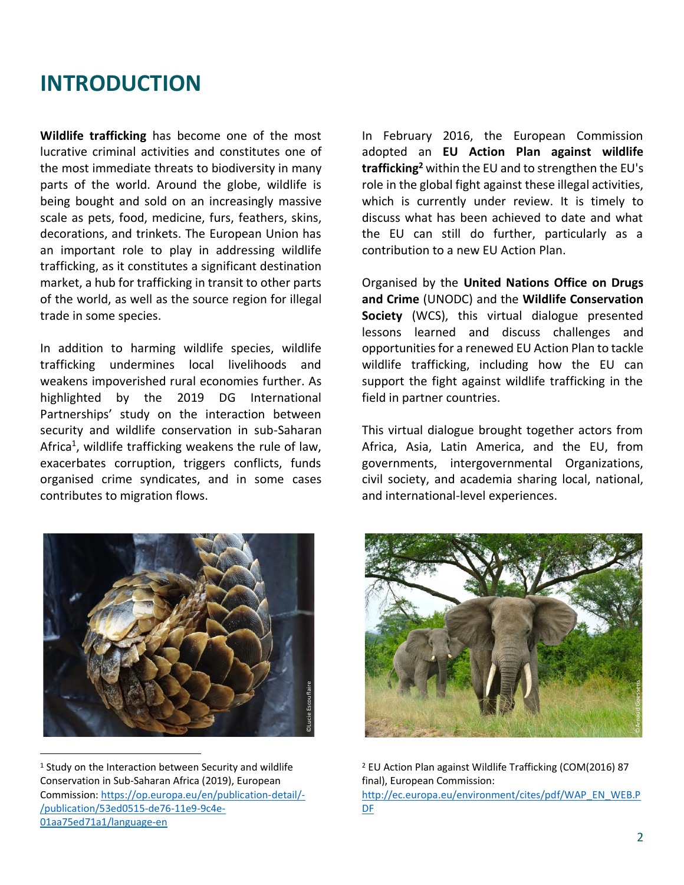# INTRODUCTION

**Wildlife trafficking** has become one of the most lucrative criminal activities and constitutes one of the most immediate threats to biodiversity in many parts of the world. Around the globe, wildlife is being bought and sold on an increasingly massive scale as pets, food, medicine, furs, feathers, skins, decorations, and trinkets. The European Union has an important role to play in addressing wildlife trafficking, as it constitutes a significant destination market, a hub for trafficking in transit to other parts of the world, as well as the source region for illegal trade in some species.

In addition to harming wildlife species, wildlife trafficking undermines local livelihoods and weakens impoverished rural economies further. As highlighted by the 2019 DG International Partnerships' study on the interaction between security and wildlife conservation in sub-Saharan Africa[1], wildlife trafficking weakens the rule of law, exacerbates corruption, triggers conflicts, funds organised crime syndicates, and in some cases contributes to migration flows.

In February 2016, the European Commission adopted an **EU Action Plan against wildlife trafficking**[2] within the EU and to strengthen the EU's role in the global fight against these illegal activities, which is currently under review. It is timely to discuss what has been achieved to date and what the EU can still do further, particularly as a contribution to a new EU Action Plan.

Organised by the **United Nations Office on Drugs and Crime** (UNODC) and the **Wildlife Conservation Society** (WCS), this virtual dialogue presented lessons learned and discuss challenges and opportunities for a renewed EU Action Plan to tackle wildlife trafficking, including how the EU can support the fight against wildlife trafficking in the field in partner countries.

This virtual dialogue brought together actors from Africa, Asia, Latin America, and the EU, from governments, intergovernmental Organizations, civil society, and academia sharing local, national, and international-level experiences.

©Lucie Escouflaire

©Arnaud Goessens

[1] Study on the Interaction between Security and wildlife Conservation in Sub-Saharan Africa (2019), European Commission: https://op.europa.eu/en/publication-detail/-/publication/53ed0515-de76-11e9-9c4e-01aa75ed71a1/language-en

[2] EU Action Plan against Wildlife Trafficking (COM(2016) 87 final), European Commission: http://ec.europa.eu/environment/cites/pdf/WAP_EN_WEB.PDF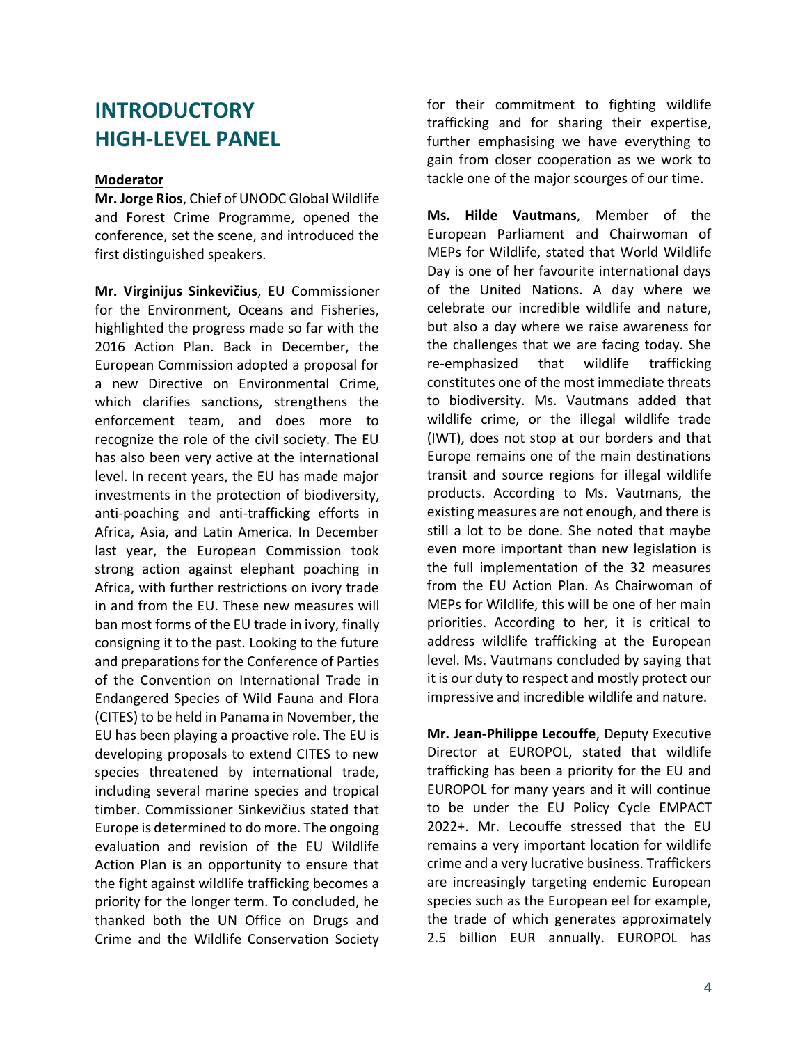# INTRODUCTORY HIGH-LEVEL PANEL

**Moderator**

**Mr. Jorge Rios**, Chief of UNODC Global Wildlife and Forest Crime Programme, opened the conference, set the scene, and introduced the first distinguished speakers.

**Mr. Virginijus Sinkevičius**, EU Commissioner for the Environment, Oceans and Fisheries, highlighted the progress made so far with the 2016 Action Plan. Back in December, the European Commission adopted a proposal for a new Directive on Environmental Crime, which clarifies sanctions, strengthens the enforcement team, and does more to recognize the role of the civil society. The EU has also been very active at the international level. In recent years, the EU has made major investments in the protection of biodiversity, anti-poaching and anti-trafficking efforts in Africa, Asia, and Latin America. In December last year, the European Commission took strong action against elephant poaching in Africa, with further restrictions on ivory trade in and from the EU. These new measures will ban most forms of the EU trade in ivory, finally consigning it to the past. Looking to the future and preparations for the Conference of Parties of the Convention on International Trade in Endangered Species of Wild Fauna and Flora (CITES) to be held in Panama in November, the EU has been playing a proactive role. The EU is developing proposals to extend CITES to new species threatened by international trade, including several marine species and tropical timber. Commissioner Sinkevičius stated that Europe is determined to do more. The ongoing evaluation and revision of the EU Wildlife Action Plan is an opportunity to ensure that the fight against wildlife trafficking becomes a priority for the longer term. To concluded, he thanked both the UN Office on Drugs and Crime and the Wildlife Conservation Society for their commitment to fighting wildlife trafficking and for sharing their expertise, further emphasising we have everything to gain from closer cooperation as we work to tackle one of the major scourges of our time.

**Ms. Hilde Vautmans**, Member of the European Parliament and Chairwoman of MEPs for Wildlife, stated that World Wildlife Day is one of her favourite international days of the United Nations. A day where we celebrate our incredible wildlife and nature, but also a day where we raise awareness for the challenges that we are facing today. She re-emphasized that wildlife trafficking constitutes one of the most immediate threats to biodiversity. Ms. Vautmans added that wildlife crime, or the illegal wildlife trade (IWT), does not stop at our borders and that Europe remains one of the main destinations transit and source regions for illegal wildlife products. According to Ms. Vautmans, the existing measures are not enough, and there is still a lot to be done. She noted that maybe even more important than new legislation is the full implementation of the 32 measures from the EU Action Plan. As Chairwoman of MEPs for Wildlife, this will be one of her main priorities. According to her, it is critical to address wildlife trafficking at the European level. Ms. Vautmans concluded by saying that it is our duty to respect and mostly protect our impressive and incredible wildlife and nature.

**Mr. Jean-Philippe Lecouffe**, Deputy Executive Director at EUROPOL, stated that wildlife trafficking has been a priority for the EU and EUROPOL for many years and it will continue to be under the EU Policy Cycle EMPACT 2022+. Mr. Lecouffe stressed that the EU remains a very important location for wildlife crime and a very lucrative business. Traffickers are increasingly targeting endemic European species such as the European eel for example, the trade of which generates approximately 2.5 billion EUR annually. EUROPOL has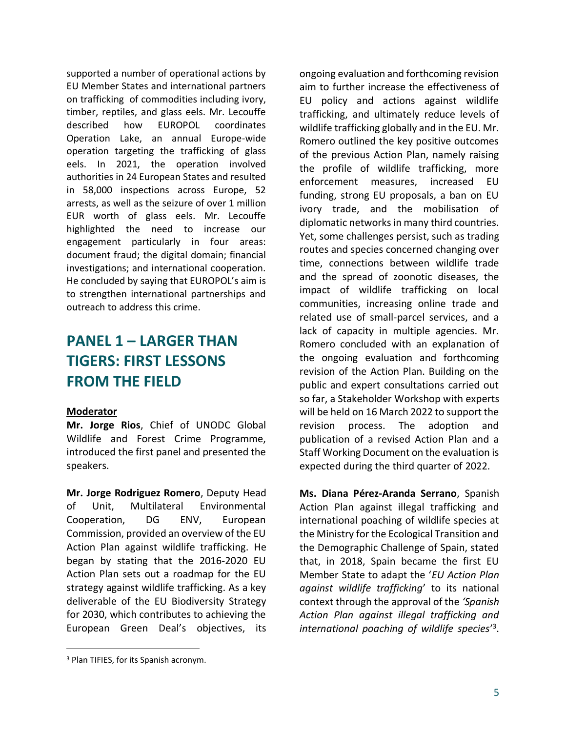supported a number of operational actions by EU Member States and international partners on trafficking of commodities including ivory, timber, reptiles, and glass eels. Mr. Lecouffe described how EUROPOL coordinates Operation Lake, an annual Europe-wide operation targeting the trafficking of glass eels. In 2021, the operation involved authorities in 24 European States and resulted in 58,000 inspections across Europe, 52 arrests, as well as the seizure of over 1 million EUR worth of glass eels. Mr. Lecouffe highlighted the need to increase our engagement particularly in four areas: document fraud; the digital domain; financial investigations; and international cooperation. He concluded by saying that EUROPOL's aim is to strengthen international partnerships and outreach to address this crime.

## PANEL 1 – LARGER THAN TIGERS: FIRST LESSONS FROM THE FIELD

**Moderator**

**Mr. Jorge Rios**, Chief of UNODC Global Wildlife and Forest Crime Programme, introduced the first panel and presented the speakers.

**Mr. Jorge Rodriguez Romero**, Deputy Head of Unit, Multilateral Environmental Cooperation, DG ENV, European Commission, provided an overview of the EU Action Plan against wildlife trafficking. He began by stating that the 2016-2020 EU Action Plan sets out a roadmap for the EU strategy against wildlife trafficking. As a key deliverable of the EU Biodiversity Strategy for 2030, which contributes to achieving the European Green Deal's objectives, its ongoing evaluation and forthcoming revision aim to further increase the effectiveness of EU policy and actions against wildlife trafficking, and ultimately reduce levels of wildlife trafficking globally and in the EU. Mr. Romero outlined the key positive outcomes of the previous Action Plan, namely raising the profile of wildlife trafficking, more enforcement measures, increased EU funding, strong EU proposals, a ban on EU ivory trade, and the mobilisation of diplomatic networks in many third countries. Yet, some challenges persist, such as trading routes and species concerned changing over time, connections between wildlife trade and the spread of zoonotic diseases, the impact of wildlife trafficking on local communities, increasing online trade and related use of small-parcel services, and a lack of capacity in multiple agencies. Mr. Romero concluded with an explanation of the ongoing evaluation and forthcoming revision of the Action Plan. Building on the public and expert consultations carried out so far, a Stakeholder Workshop with experts will be held on 16 March 2022 to support the revision process. The adoption and publication of a revised Action Plan and a Staff Working Document on the evaluation is expected during the third quarter of 2022.

**Ms. Diana Pérez-Aranda Serrano**, Spanish Action Plan against illegal trafficking and international poaching of wildlife species at the Ministry for the Ecological Transition and the Demographic Challenge of Spain, stated that, in 2018, Spain became the first EU Member State to adapt the '*EU Action Plan against wildlife trafficking*' to its national context through the approval of the *'Spanish Action Plan against illegal trafficking and international poaching of wildlife species'*[3].

[3] Plan TIFIES, for its Spanish acronym.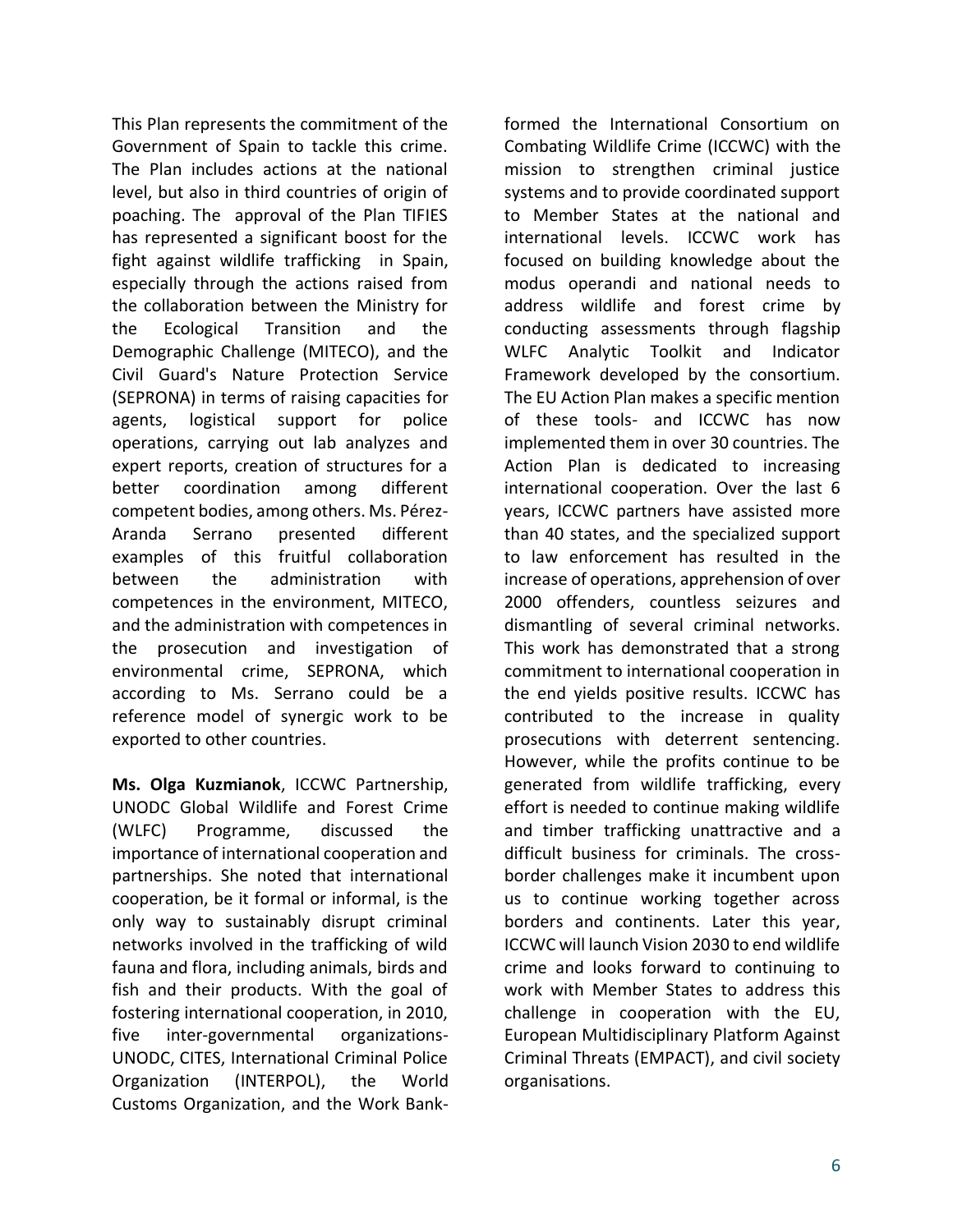This Plan represents the commitment of the Government of Spain to tackle this crime. The Plan includes actions at the national level, but also in third countries of origin of poaching. The approval of the Plan TIFIES has represented a significant boost for the fight against wildlife trafficking in Spain, especially through the actions raised from the collaboration between the Ministry for the Ecological Transition and the Demographic Challenge (MITECO), and the Civil Guard's Nature Protection Service (SEPRONA) in terms of raising capacities for agents, logistical support for police operations, carrying out lab analyzes and expert reports, creation of structures for a better coordination among different competent bodies, among others. Ms. Pérez-Aranda Serrano presented different examples of this fruitful collaboration between the administration with competences in the environment, MITECO, and the administration with competences in the prosecution and investigation of environmental crime, SEPRONA, which according to Ms. Serrano could be a reference model of synergic work to be exported to other countries.

**Ms. Olga Kuzmianok**, ICCWC Partnership, UNODC Global Wildlife and Forest Crime (WLFC) Programme, discussed the importance of international cooperation and partnerships. She noted that international cooperation, be it formal or informal, is the only way to sustainably disrupt criminal networks involved in the trafficking of wild fauna and flora, including animals, birds and fish and their products. With the goal of fostering international cooperation, in 2010, five inter-governmental organizations- UNODC, CITES, International Criminal Police Organization (INTERPOL), the World Customs Organization, and the Work Bank- formed the International Consortium on Combating Wildlife Crime (ICCWC) with the mission to strengthen criminal justice systems and to provide coordinated support to Member States at the national and international levels. ICCWC work has focused on building knowledge about the modus operandi and national needs to address wildlife and forest crime by conducting assessments through flagship WLFC Analytic Toolkit and Indicator Framework developed by the consortium. The EU Action Plan makes a specific mention of these tools- and ICCWC has now implemented them in over 30 countries. The Action Plan is dedicated to increasing international cooperation. Over the last 6 years, ICCWC partners have assisted more than 40 states, and the specialized support to law enforcement has resulted in the increase of operations, apprehension of over 2000 offenders, countless seizures and dismantling of several criminal networks. This work has demonstrated that a strong commitment to international cooperation in the end yields positive results. ICCWC has contributed to the increase in quality prosecutions with deterrent sentencing. However, while the profits continue to be generated from wildlife trafficking, every effort is needed to continue making wildlife and timber trafficking unattractive and a difficult business for criminals. The cross-border challenges make it incumbent upon us to continue working together across borders and continents. Later this year, ICCWC will launch Vision 2030 to end wildlife crime and looks forward to continuing to work with Member States to address this challenge in cooperation with the EU, European Multidisciplinary Platform Against Criminal Threats (EMPACT), and civil society organisations.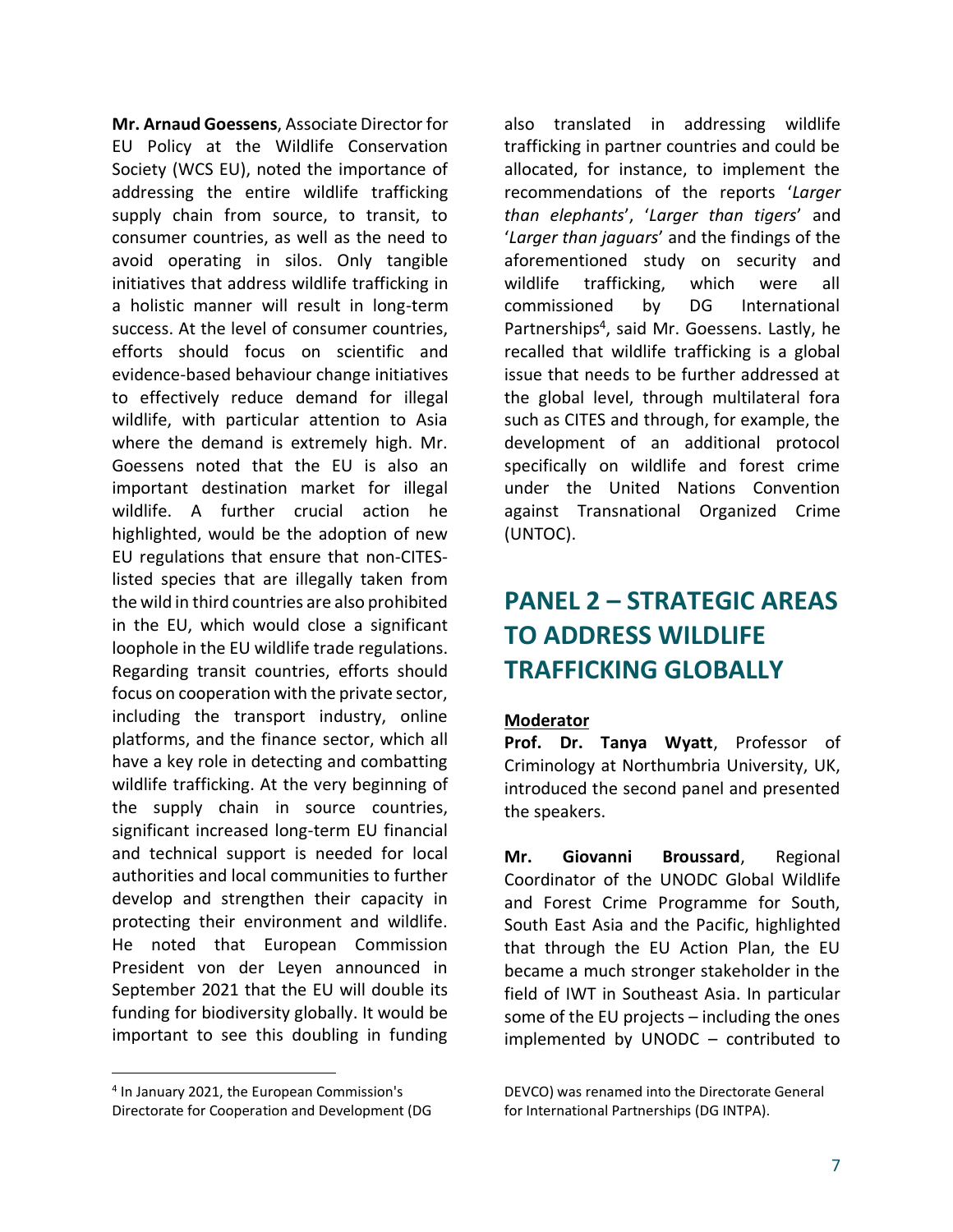**Mr. Arnaud Goessens**, Associate Director for EU Policy at the Wildlife Conservation Society (WCS EU), noted the importance of addressing the entire wildlife trafficking supply chain from source, to transit, to consumer countries, as well as the need to avoid operating in silos. Only tangible initiatives that address wildlife trafficking in a holistic manner will result in long-term success. At the level of consumer countries, efforts should focus on scientific and evidence-based behaviour change initiatives to effectively reduce demand for illegal wildlife, with particular attention to Asia where the demand is extremely high. Mr. Goessens noted that the EU is also an important destination market for illegal wildlife. A further crucial action he highlighted, would be the adoption of new EU regulations that ensure that non-CITES-listed species that are illegally taken from the wild in third countries are also prohibited in the EU, which would close a significant loophole in the EU wildlife trade regulations. Regarding transit countries, efforts should focus on cooperation with the private sector, including the transport industry, online platforms, and the finance sector, which all have a key role in detecting and combatting wildlife trafficking. At the very beginning of the supply chain in source countries, significant increased long-term EU financial and technical support is needed for local authorities and local communities to further develop and strengthen their capacity in protecting their environment and wildlife. He noted that European Commission President von der Leyen announced in September 2021 that the EU will double its funding for biodiversity globally. It would be important to see this doubling in funding also translated in addressing wildlife trafficking in partner countries and could be allocated, for instance, to implement the recommendations of the reports '*Larger than elephants*', '*Larger than tigers*' and '*Larger than jaguars*' and the findings of the aforementioned study on security and wildlife trafficking, which were all commissioned by DG International Partnerships[4], said Mr. Goessens. Lastly, he recalled that wildlife trafficking is a global issue that needs to be further addressed at the global level, through multilateral fora such as CITES and through, for example, the development of an additional protocol specifically on wildlife and forest crime under the United Nations Convention against Transnational Organized Crime (UNTOC).

## PANEL 2 – STRATEGIC AREAS TO ADDRESS WILDLIFE TRAFFICKING GLOBALLY

**Moderator**

**Prof. Dr. Tanya Wyatt**, Professor of Criminology at Northumbria University, UK, introduced the second panel and presented the speakers.

**Mr. Giovanni Broussard**, Regional Coordinator of the UNODC Global Wildlife and Forest Crime Programme for South, South East Asia and the Pacific, highlighted that through the EU Action Plan, the EU became a much stronger stakeholder in the field of IWT in Southeast Asia. In particular some of the EU projects – including the ones implemented by UNODC – contributed to

---

[4] In January 2021, the European Commission's Directorate for Cooperation and Development (DG DEVCO) was renamed into the Directorate General for International Partnerships (DG INTPA).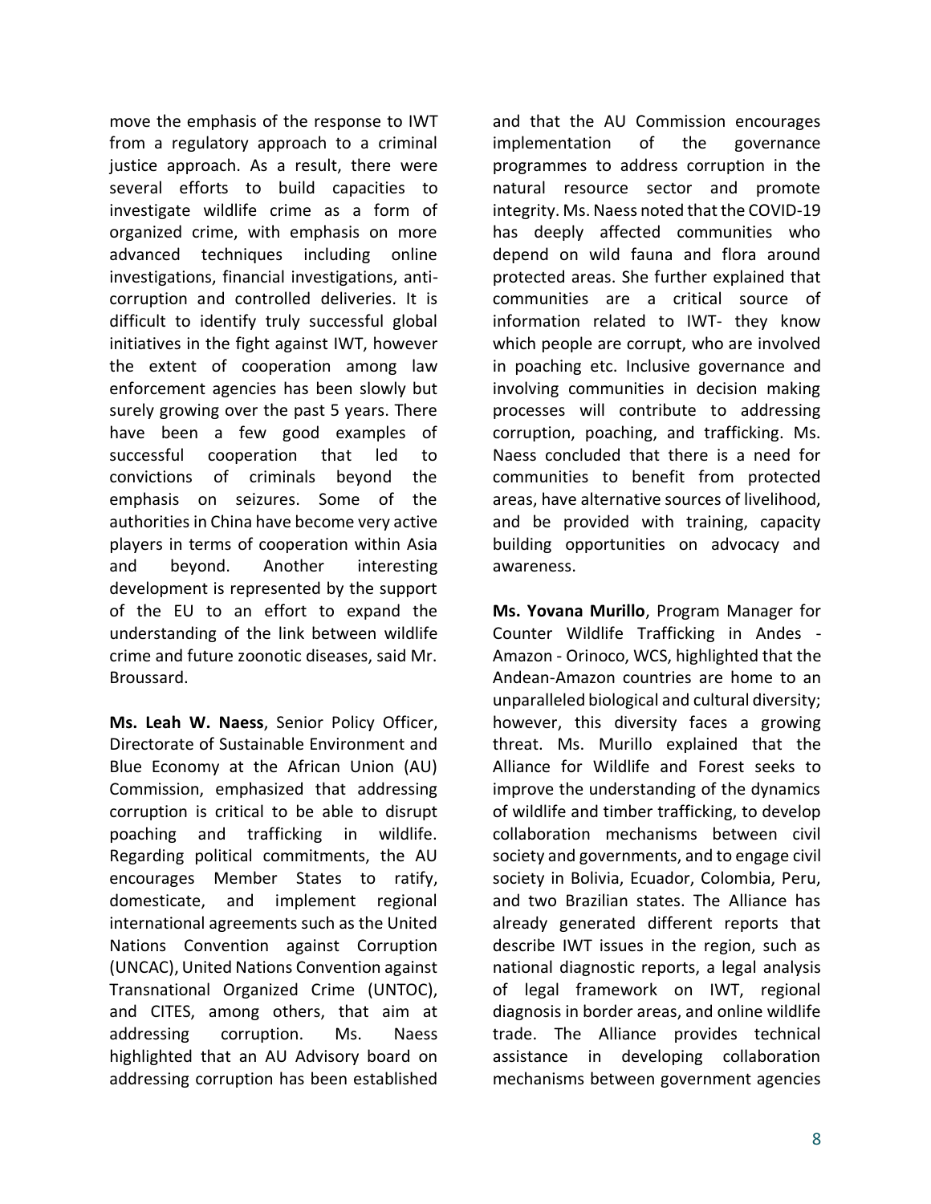move the emphasis of the response to IWT from a regulatory approach to a criminal justice approach. As a result, there were several efforts to build capacities to investigate wildlife crime as a form of organized crime, with emphasis on more advanced techniques including online investigations, financial investigations, anti-corruption and controlled deliveries. It is difficult to identify truly successful global initiatives in the fight against IWT, however the extent of cooperation among law enforcement agencies has been slowly but surely growing over the past 5 years. There have been a few good examples of successful cooperation that led to convictions of criminals beyond the emphasis on seizures. Some of the authorities in China have become very active players in terms of cooperation within Asia and beyond. Another interesting development is represented by the support of the EU to an effort to expand the understanding of the link between wildlife crime and future zoonotic diseases, said Mr. Broussard.

**Ms. Leah W. Naess**, Senior Policy Officer, Directorate of Sustainable Environment and Blue Economy at the African Union (AU) Commission, emphasized that addressing corruption is critical to be able to disrupt poaching and trafficking in wildlife. Regarding political commitments, the AU encourages Member States to ratify, domesticate, and implement regional international agreements such as the United Nations Convention against Corruption (UNCAC), United Nations Convention against Transnational Organized Crime (UNTOC), and CITES, among others, that aim at addressing corruption. Ms. Naess highlighted that an AU Advisory board on addressing corruption has been established and that the AU Commission encourages implementation of the governance programmes to address corruption in the natural resource sector and promote integrity. Ms. Naess noted that the COVID-19 has deeply affected communities who depend on wild fauna and flora around protected areas. She further explained that communities are a critical source of information related to IWT- they know which people are corrupt, who are involved in poaching etc. Inclusive governance and involving communities in decision making processes will contribute to addressing corruption, poaching, and trafficking. Ms. Naess concluded that there is a need for communities to benefit from protected areas, have alternative sources of livelihood, and be provided with training, capacity building opportunities on advocacy and awareness.

**Ms. Yovana Murillo**, Program Manager for Counter Wildlife Trafficking in Andes - Amazon - Orinoco, WCS, highlighted that the Andean-Amazon countries are home to an unparalleled biological and cultural diversity; however, this diversity faces a growing threat. Ms. Murillo explained that the Alliance for Wildlife and Forest seeks to improve the understanding of the dynamics of wildlife and timber trafficking, to develop collaboration mechanisms between civil society and governments, and to engage civil society in Bolivia, Ecuador, Colombia, Peru, and two Brazilian states. The Alliance has already generated different reports that describe IWT issues in the region, such as national diagnostic reports, a legal analysis of legal framework on IWT, regional diagnosis in border areas, and online wildlife trade. The Alliance provides technical assistance in developing collaboration mechanisms between government agencies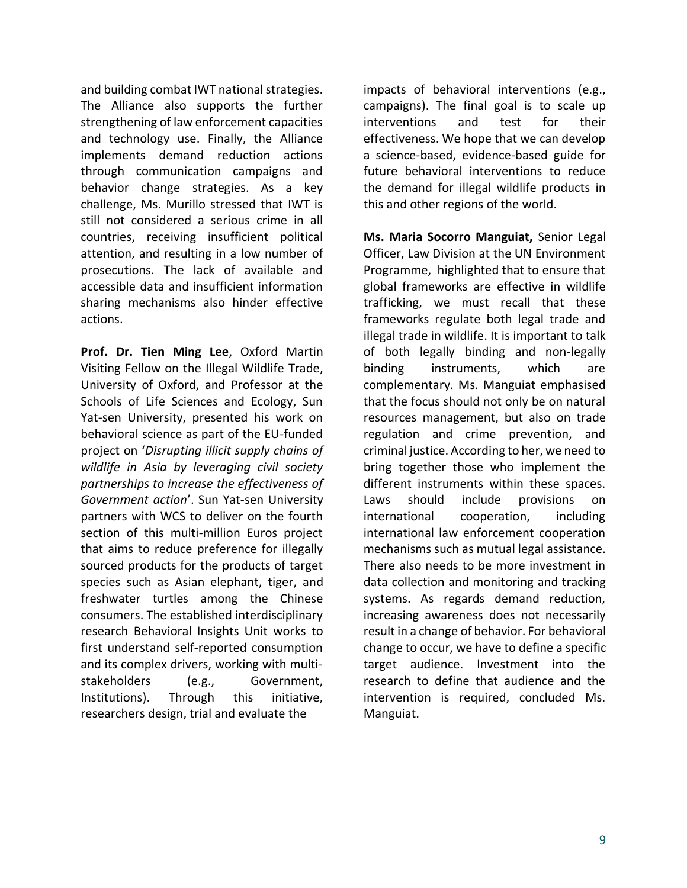and building combat IWT national strategies. The Alliance also supports the further strengthening of law enforcement capacities and technology use. Finally, the Alliance implements demand reduction actions through communication campaigns and behavior change strategies. As a key challenge, Ms. Murillo stressed that IWT is still not considered a serious crime in all countries, receiving insufficient political attention, and resulting in a low number of prosecutions. The lack of available and accessible data and insufficient information sharing mechanisms also hinder effective actions.

**Prof. Dr. Tien Ming Lee**, Oxford Martin Visiting Fellow on the Illegal Wildlife Trade, University of Oxford, and Professor at the Schools of Life Sciences and Ecology, Sun Yat-sen University, presented his work on behavioral science as part of the EU-funded project on '*Disrupting illicit supply chains of wildlife in Asia by leveraging civil society partnerships to increase the effectiveness of Government action*'. Sun Yat-sen University partners with WCS to deliver on the fourth section of this multi-million Euros project that aims to reduce preference for illegally sourced products for the products of target species such as Asian elephant, tiger, and freshwater turtles among the Chinese consumers. The established interdisciplinary research Behavioral Insights Unit works to first understand self-reported consumption and its complex drivers, working with multi-stakeholders (e.g., Government, Institutions). Through this initiative, researchers design, trial and evaluate the impacts of behavioral interventions (e.g., campaigns). The final goal is to scale up interventions and test for their effectiveness. We hope that we can develop a science-based, evidence-based guide for future behavioral interventions to reduce the demand for illegal wildlife products in this and other regions of the world.

**Ms. Maria Socorro Manguiat,** Senior Legal Officer, Law Division at the UN Environment Programme, highlighted that to ensure that global frameworks are effective in wildlife trafficking, we must recall that these frameworks regulate both legal trade and illegal trade in wildlife. It is important to talk of both legally binding and non-legally binding instruments, which are complementary. Ms. Manguiat emphasised that the focus should not only be on natural resources management, but also on trade regulation and crime prevention, and criminal justice. According to her, we need to bring together those who implement the different instruments within these spaces. Laws should include provisions on international cooperation, including international law enforcement cooperation mechanisms such as mutual legal assistance. There also needs to be more investment in data collection and monitoring and tracking systems. As regards demand reduction, increasing awareness does not necessarily result in a change of behavior. For behavioral change to occur, we have to define a specific target audience. Investment into the research to define that audience and the intervention is required, concluded Ms. Manguiat.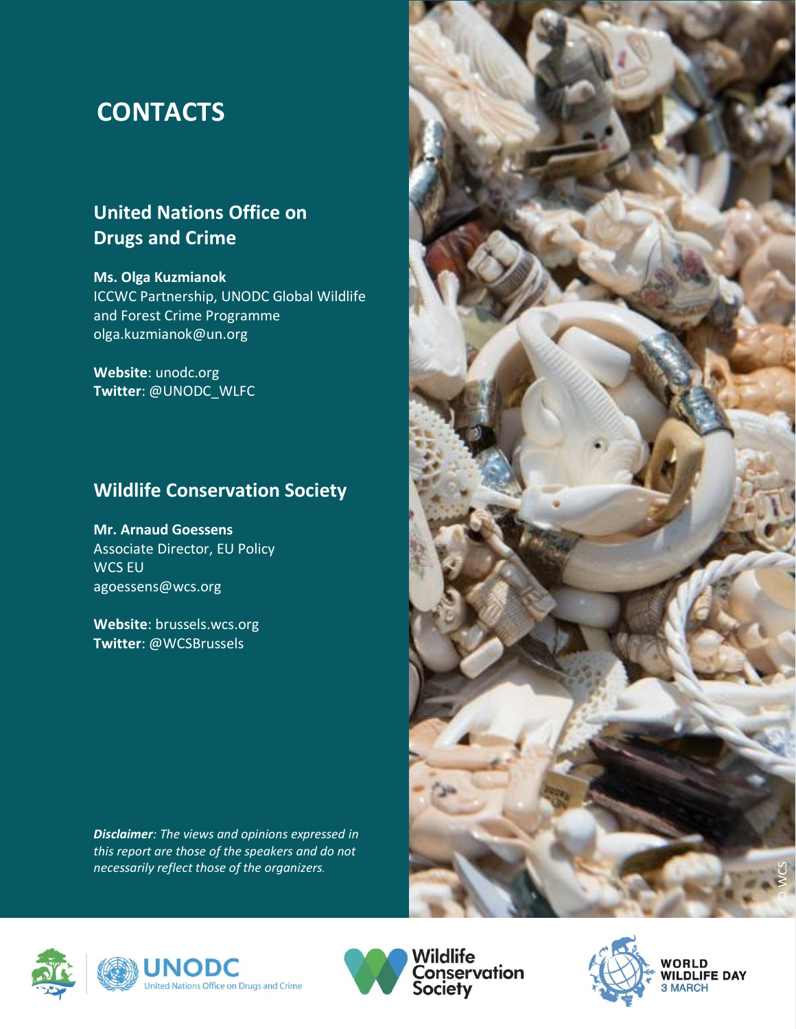# CONTACTS

## United Nations Office on Drugs and Crime

**Ms. Olga Kuzmianok**
ICCWC Partnership, UNODC Global Wildlife and Forest Crime Programme
olga.kuzmianok@un.org

**Website**: unodc.org
**Twitter**: @UNODC_WLFC

## Wildlife Conservation Society

**Mr. Arnaud Goessens**
Associate Director, EU Policy
WCS EU
agoessens@wcs.org

**Website**: brussels.wcs.org
**Twitter**: @WCSBrussels

***Disclaimer****: The views and opinions expressed in this report are those of the speakers and do not necessarily reflect those of the organizers.*

© WCS

UNODC United Nations Office on Drugs and Crime

Wildlife Conservation Society

WORLD WILDLIFE DAY 3 MARCH